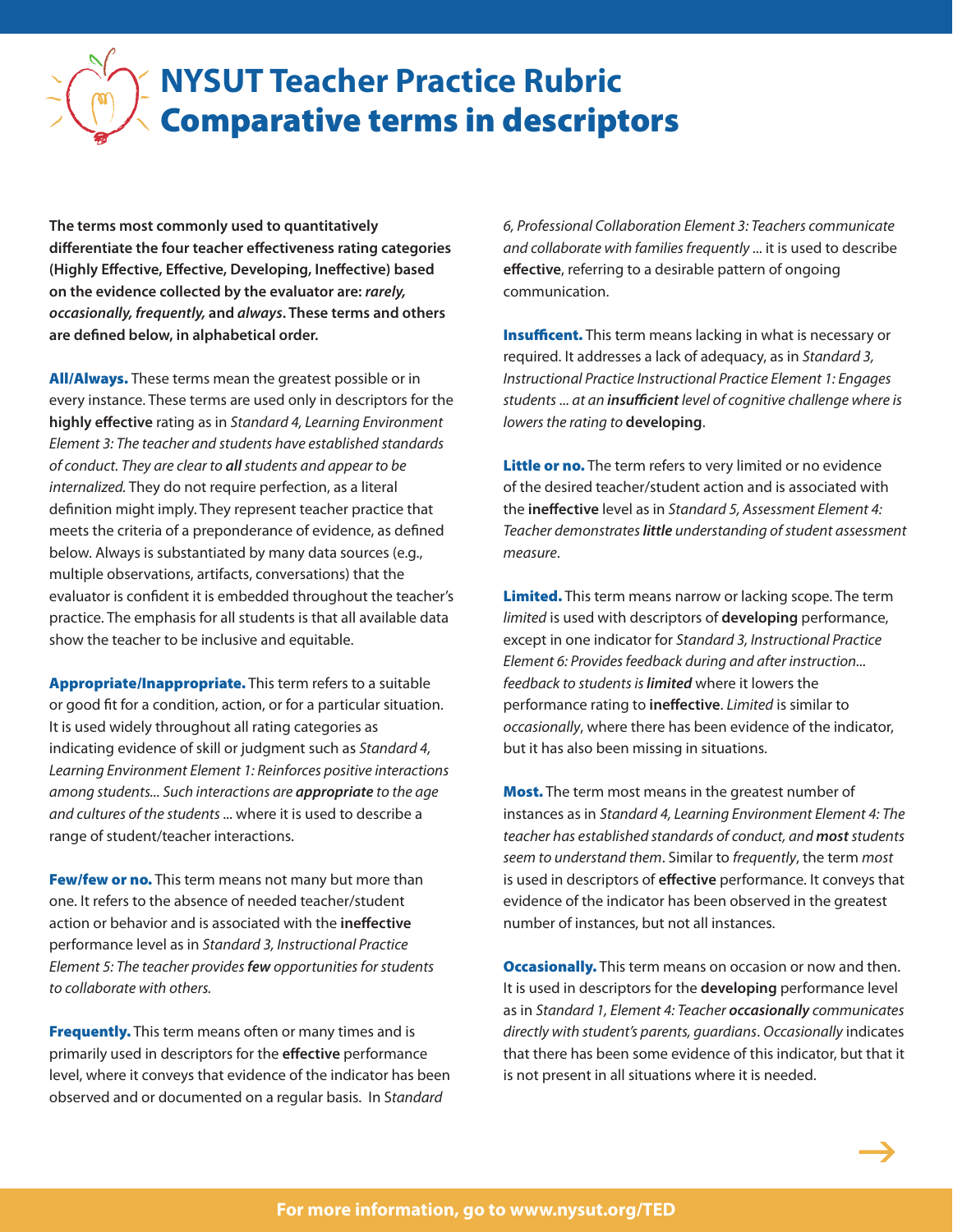# NYSUT Teacher Practice Rubric Comparative terms in descriptors

**The terms most commonly used to quantitatively differentiate the four teacher effectiveness rating categories (Highly Effective, Effective, Developing, Ineffective) based on the evidence collected by the evaluator are: *rarely, occasionally, frequently,* and *always*. These terms and others are defined below, in alphabetical order.**

**All/Always.** These terms mean the greatest possible or in every instance. These terms are used only in descriptors for the **highly effective** rating as in *Standard 4, Learning Environment Element 3: The teacher and students have established standards of conduct. They are clear to **all** students and appear to be internalized.* They do not require perfection, as a literal definition might imply. They represent teacher practice that meets the criteria of a preponderance of evidence, as defined below. Always is substantiated by many data sources (e.g., multiple observations, artifacts, conversations) that the evaluator is confident it is embedded throughout the teacher's practice. The emphasis for all students is that all available data show the teacher to be inclusive and equitable.

**Appropriate/Inappropriate.** This term refers to a suitable or good fit for a condition, action, or for a particular situation. It is used widely throughout all rating categories as indicating evidence of skill or judgment such as *Standard 4, Learning Environment Element 1: Reinforces positive interactions among students... Such interactions are **appropriate** to the age and cultures of the students* ... where it is used to describe a range of student/teacher interactions.

**Few/few or no.** This term means not many but more than one. It refers to the absence of needed teacher/student action or behavior and is associated with the **ineffective** performance level as in *Standard 3, Instructional Practice Element 5: The teacher provides **few** opportunities for students to collaborate with others.*

**Frequently.** This term means often or many times and is primarily used in descriptors for the **effective** performance level, where it conveys that evidence of the indicator has been observed and or documented on a regular basis. In S*tandard 6, Professional Collaboration Element 3: Teachers communicate and collaborate with families frequently* ... it is used to describe **effective**, referring to a desirable pattern of ongoing communication.

**Insufficent.** This term means lacking in what is necessary or required. It addresses a lack of adequacy, as in *Standard 3, Instructional Practice Instructional Practice Element 1: Engages students ... at an **insufficient** level of cognitive challenge where is lowers the rating to* **developing**.

**Little or no.** The term refers to very limited or no evidence of the desired teacher/student action and is associated with the **ineffective** level as in *Standard 5, Assessment Element 4: Teacher demonstrates **little** understanding of student assessment measure*.

**Limited.** This term means narrow or lacking scope. The term *limited* is used with descriptors of **developing** performance, except in one indicator for *Standard 3, Instructional Practice Element 6: Provides feedback during and after instruction... feedback to students is **limited*** where it lowers the performance rating to **ineffective**. *Limited* is similar to *occasionally*, where there has been evidence of the indicator, but it has also been missing in situations.

**Most.** The term most means in the greatest number of instances as in *Standard 4, Learning Environment Element 4: The teacher has established standards of conduct, and **most** students seem to understand them*. Similar to *frequently*, the term *most* is used in descriptors of **effective** performance. It conveys that evidence of the indicator has been observed in the greatest number of instances, but not all instances.

**Occasionally.** This term means on occasion or now and then. It is used in descriptors for the **developing** performance level as in *Standard 1, Element 4: Teacher **occasionally** communicates directly with student's parents, guardians*. *Occasionally* indicates that there has been some evidence of this indicator, but that it is not present in all situations where it is needed.

For more information, go to www.nysut.org/TED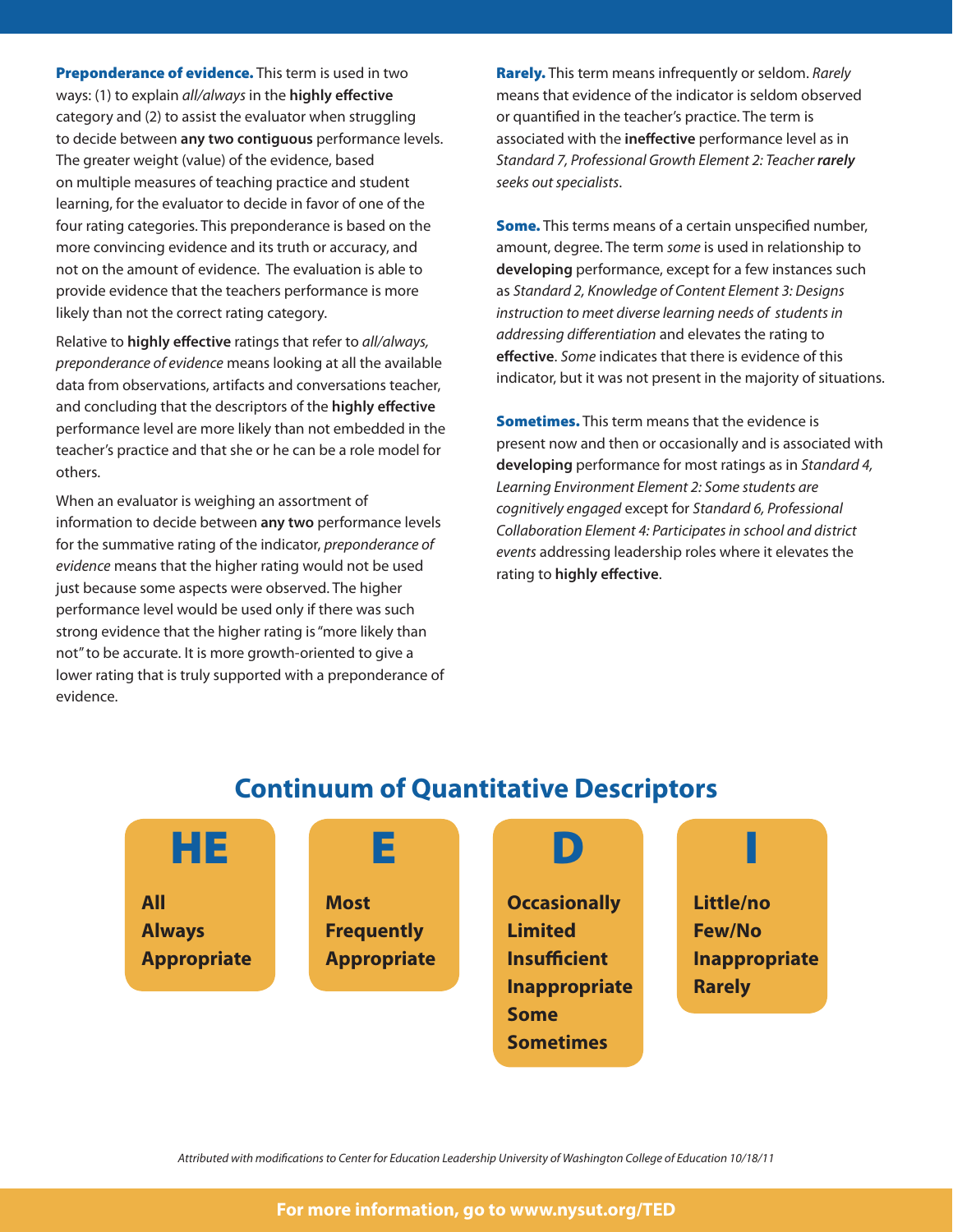**Preponderance of evidence.** This term is used in two ways: (1) to explain *all/always* in the **highly effective** category and (2) to assist the evaluator when struggling to decide between **any two contiguous** performance levels. The greater weight (value) of the evidence, based on multiple measures of teaching practice and student learning, for the evaluator to decide in favor of one of the four rating categories. This preponderance is based on the more convincing evidence and its truth or accuracy, and not on the amount of evidence. The evaluation is able to provide evidence that the teachers performance is more likely than not the correct rating category.

Relative to **highly effective** ratings that refer to *all/always, preponderance of evidence* means looking at all the available data from observations, artifacts and conversations teacher, and concluding that the descriptors of the **highly effective** performance level are more likely than not embedded in the teacher's practice and that she or he can be a role model for others.

When an evaluator is weighing an assortment of information to decide between **any two** performance levels for the summative rating of the indicator, *preponderance of evidence* means that the higher rating would not be used just because some aspects were observed. The higher performance level would be used only if there was such strong evidence that the higher rating is "more likely than not" to be accurate. It is more growth-oriented to give a lower rating that is truly supported with a preponderance of evidence.

**Rarely.** This term means infrequently or seldom. *Rarely* means that evidence of the indicator is seldom observed or quantified in the teacher's practice. The term is associated with the **ineffective** performance level as in *Standard 7, Professional Growth Element 2: Teacher **rarely** seeks out specialists*.

**Some.** This terms means of a certain unspecified number, amount, degree. The term *some* is used in relationship to **developing** performance, except for a few instances such as *Standard 2, Knowledge of Content Element 3: Designs instruction to meet diverse learning needs of students in addressing differentiation* and elevates the rating to **effective**. *Some* indicates that there is evidence of this indicator, but it was not present in the majority of situations.

**Sometimes.** This term means that the evidence is present now and then or occasionally and is associated with **developing** performance for most ratings as in *Standard 4, Learning Environment Element 2: Some students are cognitively engaged* except for *Standard 6, Professional Collaboration Element 4: Participates in school and district events* addressing leadership roles where it elevates the rating to **highly effective**.

## Continuum of Quantitative Descriptors

| HE | E | D | I |
|---|---|---|---|
| **All** | **Most** | **Occasionally** | **Little/no** |
| **Always** | **Frequently** | **Limited** | **Few/No** |
| **Appropriate** | **Appropriate** | **Insufficient** | **Inappropriate** |
| | | **Inappropriate** | **Rarely** |
| | | **Some** | |
| | | **Sometimes** | |

*Attributed with modifications to Center for Education Leadership University of Washington College of Education 10/18/11*

**For more information, go to www.nysut.org/TED**